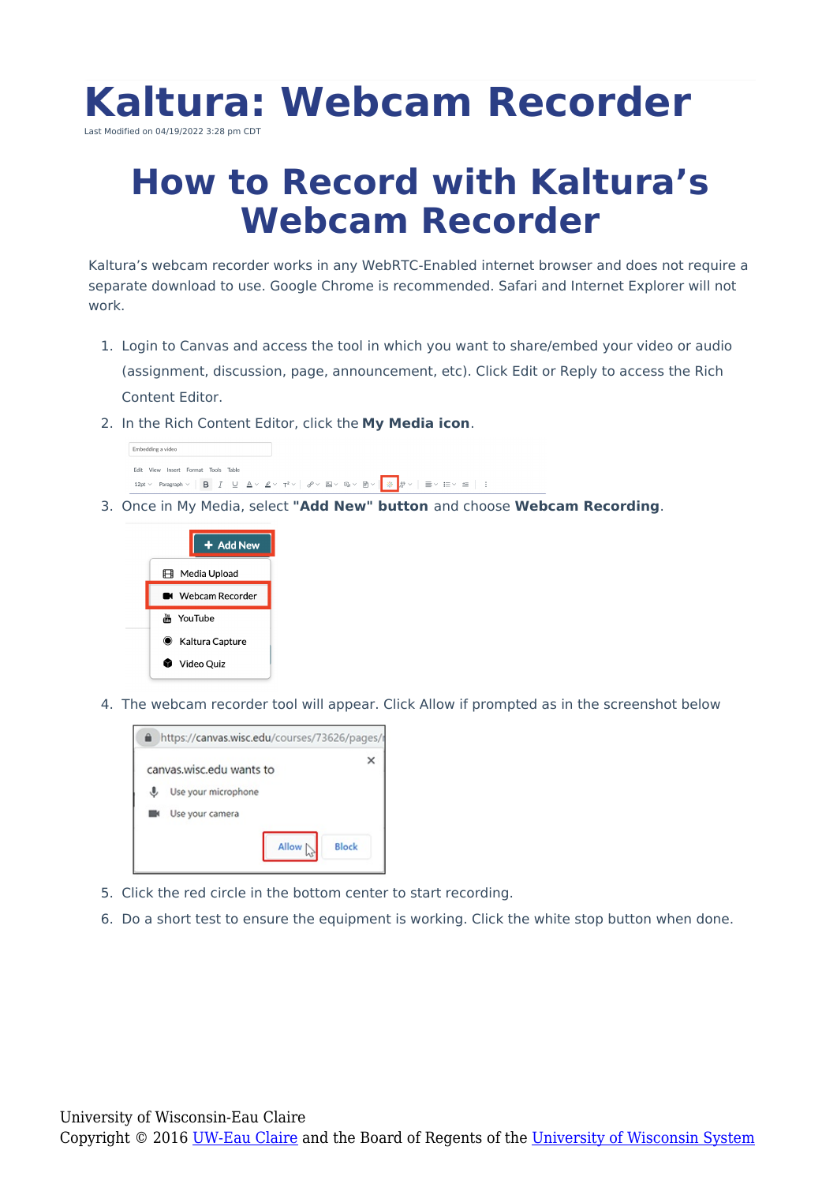# Kaltura: Webcam Recorder

Last Modified on 04/19/2022 3:28 pm CDT

## How to Record with Kaltura's Webcam Recorder

Kaltura's webcam recorder works in any WebRTC-Enabled internet browser and does not require a separate download to use. Google Chrome is recommended. Safari and Internet Explorer will not work.

1. Login to Canvas and access the tool in which you want to share/embed your video or audio (assignment, discussion, page, announcement, etc). Click Edit or Reply to access the Rich Content Editor.
2. In the Rich Content Editor, click the **My Media icon**.
3. Once in My Media, select **"Add New" button** and choose **Webcam Recording**.
4. The webcam recorder tool will appear. Click Allow if prompted as in the screenshot below
5. Click the red circle in the bottom center to start recording.
6. Do a short test to ensure the equipment is working. Click the white stop button when done.

University of Wisconsin-Eau Claire
Copyright © 2016 UW-Eau Claire and the Board of Regents of the University of Wisconsin System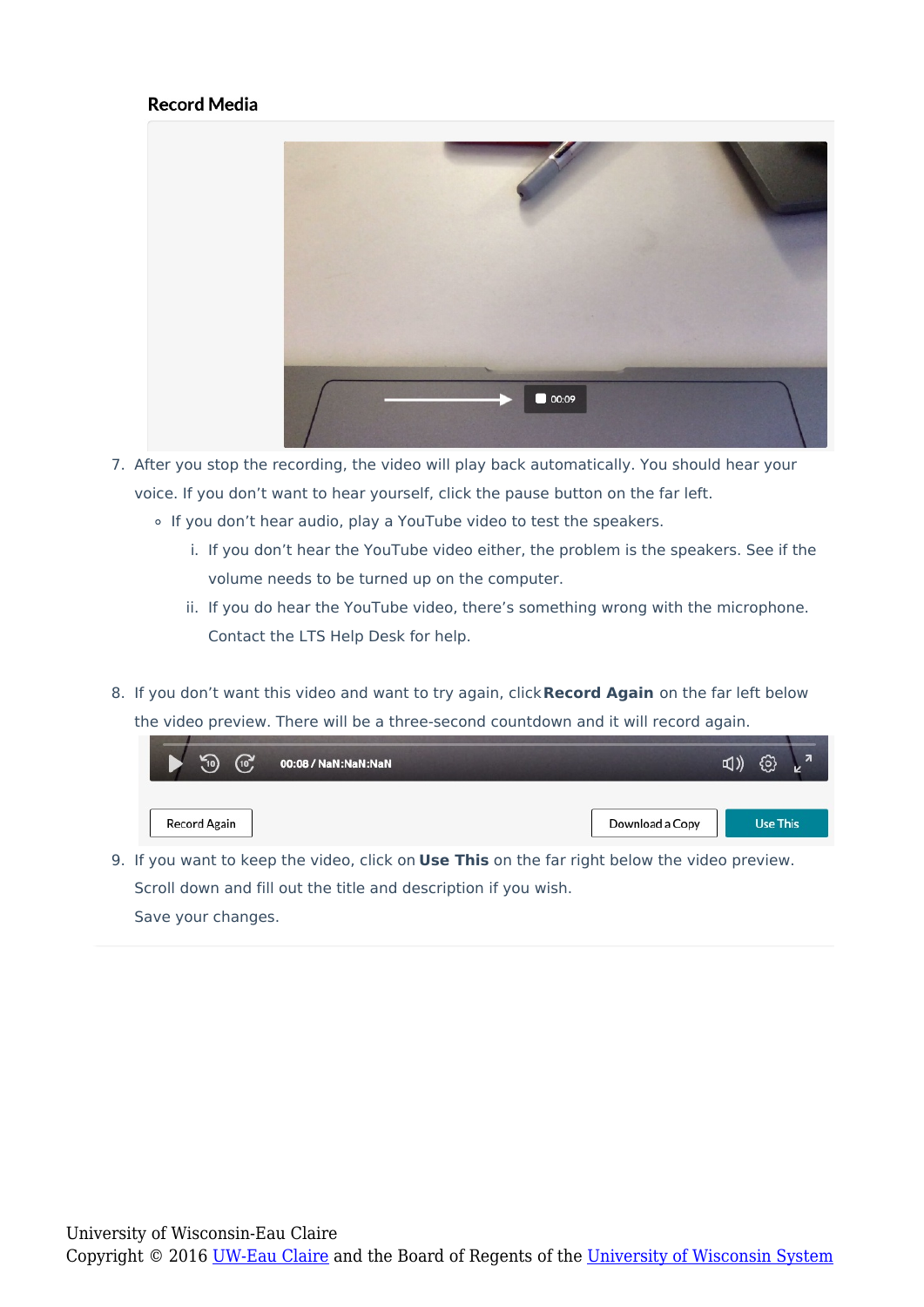**Record Media**

7. After you stop the recording, the video will play back automatically. You should hear your voice. If you don't want to hear yourself, click the pause button on the far left.
   - If you don't hear audio, play a YouTube video to test the speakers.
     i. If you don't hear the YouTube video either, the problem is the speakers. See if the volume needs to be turned up on the computer.
     ii. If you do hear the YouTube video, there's something wrong with the microphone. Contact the LTS Help Desk for help.

8. If you don't want this video and want to try again, click **Record Again** on the far left below the video preview. There will be a three-second countdown and it will record again.

9. If you want to keep the video, click on **Use This** on the far right below the video preview. Scroll down and fill out the title and description if you wish.
   Save your changes.

University of Wisconsin-Eau Claire
Copyright © 2016 UW-Eau Claire and the Board of Regents of the University of Wisconsin System